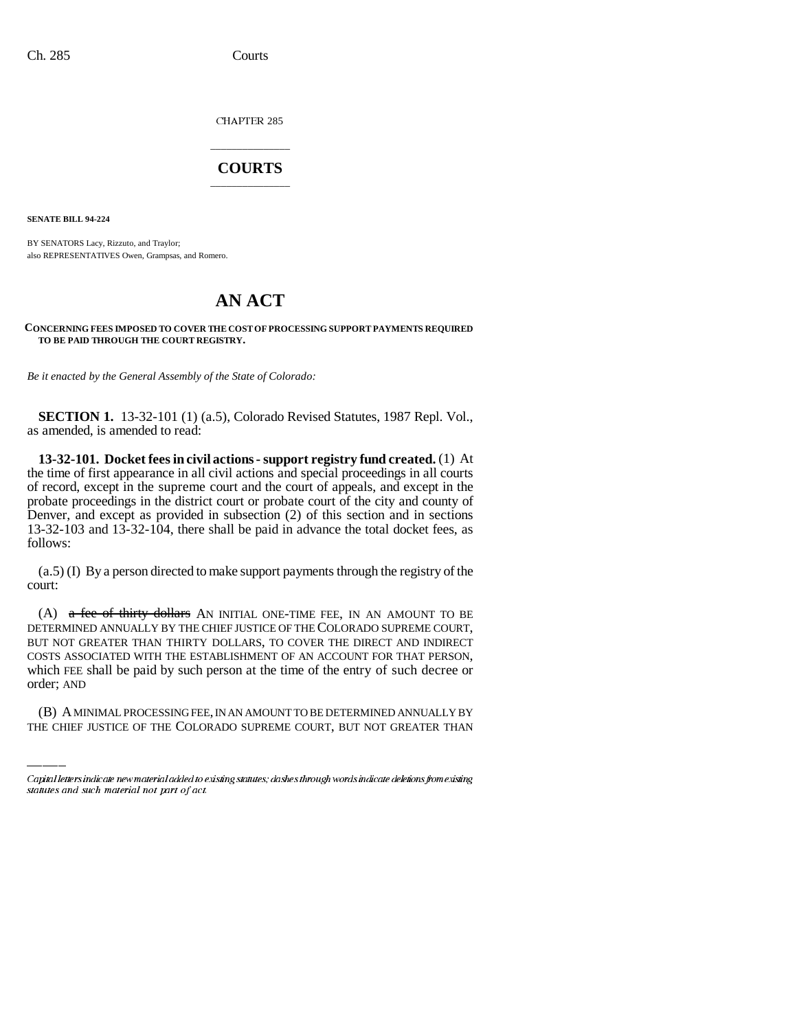CHAPTER 285

# COURTS

**SENATE BILL 94-224**

BY SENATORS Lacy, Rizzuto, and Traylor;
also REPRESENTATIVES Owen, Grampsas, and Romero.

# AN ACT

**CONCERNING FEES IMPOSED TO COVER THE COST OF PROCESSING SUPPORT PAYMENTS REQUIRED TO BE PAID THROUGH THE COURT REGISTRY.**

*Be it enacted by the General Assembly of the State of Colorado:*

**SECTION 1.** 13-32-101 (1) (a.5), Colorado Revised Statutes, 1987 Repl. Vol., as amended, is amended to read:

**13-32-101. Docket fees in civil actions - support registry fund created.** (1) At the time of first appearance in all civil actions and special proceedings in all courts of record, except in the supreme court and the court of appeals, and except in the probate proceedings in the district court or probate court of the city and county of Denver, and except as provided in subsection (2) of this section and in sections 13-32-103 and 13-32-104, there shall be paid in advance the total docket fees, as follows:

(a.5) (I) By a person directed to make support payments through the registry of the court:

(A) ~~a fee of thirty dollars~~ AN INITIAL ONE-TIME FEE, IN AN AMOUNT TO BE DETERMINED ANNUALLY BY THE CHIEF JUSTICE OF THE COLORADO SUPREME COURT, BUT NOT GREATER THAN THIRTY DOLLARS, TO COVER THE DIRECT AND INDIRECT COSTS ASSOCIATED WITH THE ESTABLISHMENT OF AN ACCOUNT FOR THAT PERSON, which FEE shall be paid by such person at the time of the entry of such decree or order; AND

(B) A MINIMAL PROCESSING FEE, IN AN AMOUNT TO BE DETERMINED ANNUALLY BY THE CHIEF JUSTICE OF THE COLORADO SUPREME COURT, BUT NOT GREATER THAN

Capital letters indicate new material added to existing statutes; dashes through words indicate deletions from existing statutes and such material not part of act.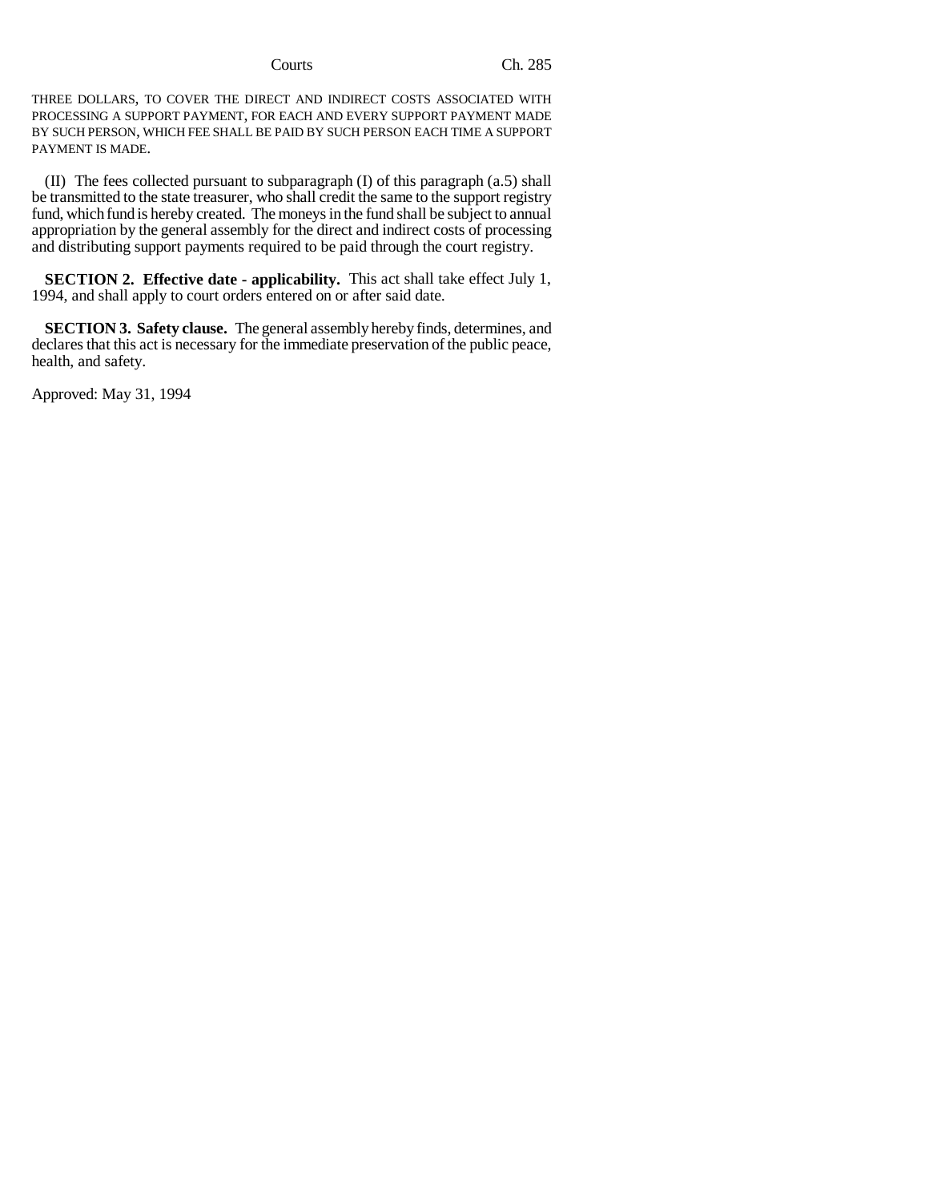THREE DOLLARS, TO COVER THE DIRECT AND INDIRECT COSTS ASSOCIATED WITH PROCESSING A SUPPORT PAYMENT, FOR EACH AND EVERY SUPPORT PAYMENT MADE BY SUCH PERSON, WHICH FEE SHALL BE PAID BY SUCH PERSON EACH TIME A SUPPORT PAYMENT IS MADE.

(II) The fees collected pursuant to subparagraph (I) of this paragraph (a.5) shall be transmitted to the state treasurer, who shall credit the same to the support registry fund, which fund is hereby created. The moneys in the fund shall be subject to annual appropriation by the general assembly for the direct and indirect costs of processing and distributing support payments required to be paid through the court registry.

**SECTION 2. Effective date - applicability.** This act shall take effect July 1, 1994, and shall apply to court orders entered on or after said date.

**SECTION 3. Safety clause.** The general assembly hereby finds, determines, and declares that this act is necessary for the immediate preservation of the public peace, health, and safety.

Approved: May 31, 1994